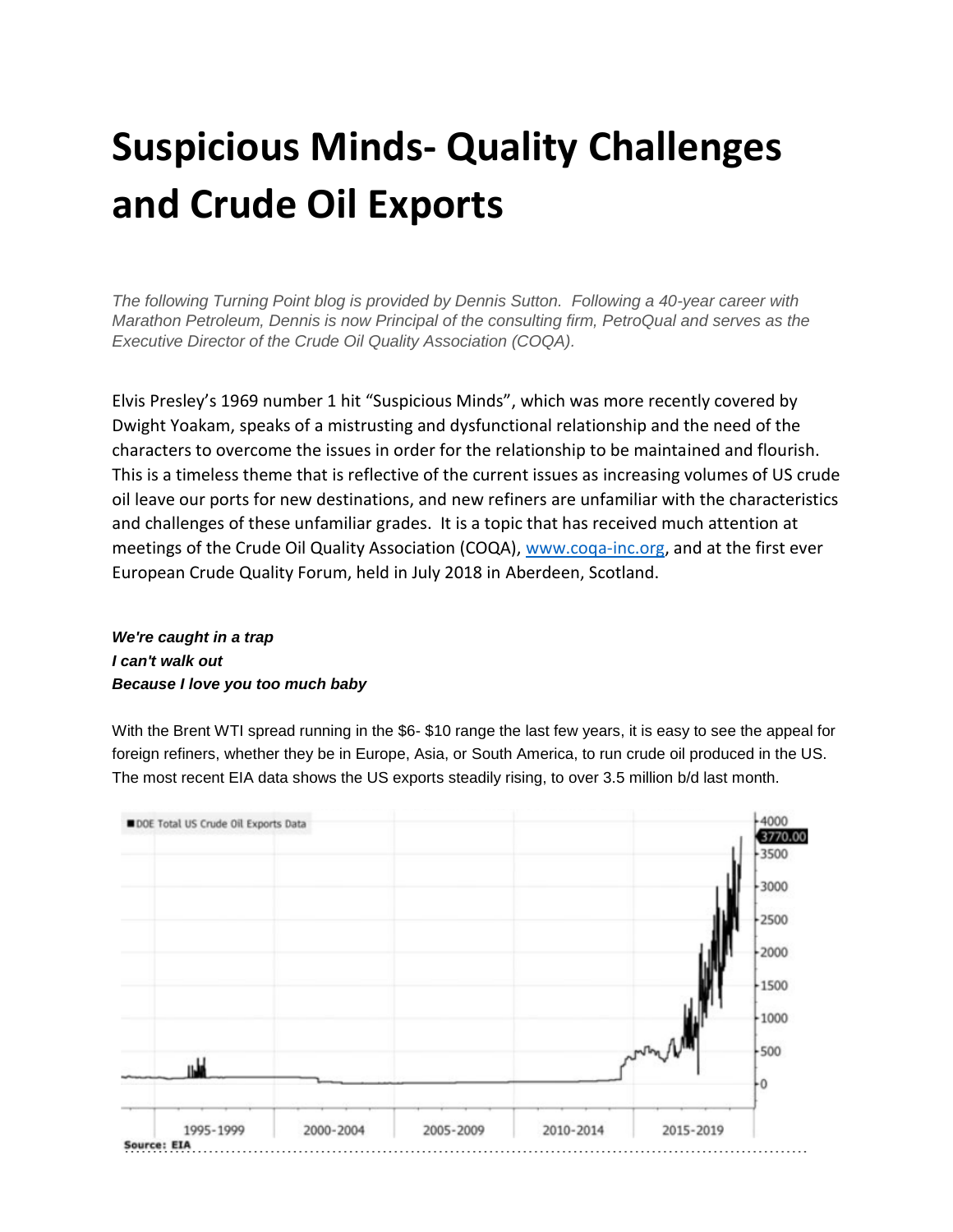# Suspicious Minds- Quality Challenges and Crude Oil Exports

*The following Turning Point blog is provided by Dennis Sutton. Following a 40-year career with Marathon Petroleum, Dennis is now Principal of the consulting firm, PetroQual and serves as the Executive Director of the Crude Oil Quality Association (COQA).*

Elvis Presley's 1969 number 1 hit "Suspicious Minds", which was more recently covered by Dwight Yoakam, speaks of a mistrusting and dysfunctional relationship and the need of the characters to overcome the issues in order for the relationship to be maintained and flourish. This is a timeless theme that is reflective of the current issues as increasing volumes of US crude oil leave our ports for new destinations, and new refiners are unfamiliar with the characteristics and challenges of these unfamiliar grades. It is a topic that has received much attention at meetings of the Crude Oil Quality Association (COQA), [www.coqa-inc.org](http://www.coqa-inc.org), and at the first ever European Crude Quality Forum, held in July 2018 in Aberdeen, Scotland.

***We're caught in a trap***
***I can't walk out***
***Because I love you too much baby***

With the Brent WTI spread running in the $6- $10 range the last few years, it is easy to see the appeal for foreign refiners, whether they be in Europe, Asia, or South America, to run crude oil produced in the US. The most recent EIA data shows the US exports steadily rising, to over 3.5 million b/d last month.

DOE Total US Crude Oil Exports Data

4000
3770.00
3500
3000
2500
2000
1500
1000
500
0

1995-1999
2000-2004
2005-2009
2010-2014
2015-2019

Source: EIA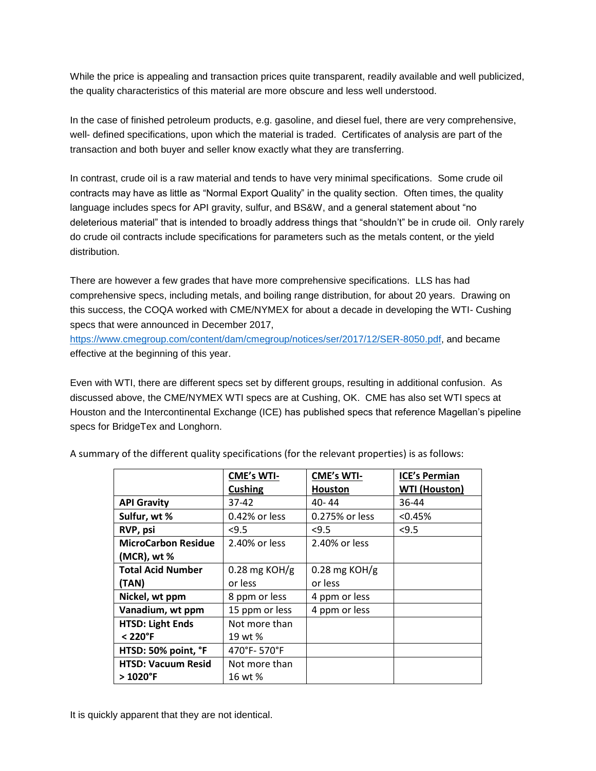While the price is appealing and transaction prices quite transparent, readily available and well publicized, the quality characteristics of this material are more obscure and less well understood.

In the case of finished petroleum products, e.g. gasoline, and diesel fuel, there are very comprehensive, well- defined specifications, upon which the material is traded. Certificates of analysis are part of the transaction and both buyer and seller know exactly what they are transferring.

In contrast, crude oil is a raw material and tends to have very minimal specifications. Some crude oil contracts may have as little as "Normal Export Quality" in the quality section. Often times, the quality language includes specs for API gravity, sulfur, and BS&W, and a general statement about "no deleterious material" that is intended to broadly address things that "shouldn't" be in crude oil. Only rarely do crude oil contracts include specifications for parameters such as the metals content, or the yield distribution.

There are however a few grades that have more comprehensive specifications. LLS has had comprehensive specs, including metals, and boiling range distribution, for about 20 years. Drawing on this success, the COQA worked with CME/NYMEX for about a decade in developing the WTI- Cushing specs that were announced in December 2017, https://www.cmegroup.com/content/dam/cmegroup/notices/ser/2017/12/SER-8050.pdf, and became effective at the beginning of this year.

Even with WTI, there are different specs set by different groups, resulting in additional confusion. As discussed above, the CME/NYMEX WTI specs are at Cushing, OK. CME has also set WTI specs at Houston and the Intercontinental Exchange (ICE) has published specs that reference Magellan's pipeline specs for BridgeTex and Longhorn.

A summary of the different quality specifications (for the relevant properties) is as follows:

| | **CME's WTI-Cushing** | **CME's WTI-Houston** | **ICE's Permian WTI (Houston)** |
|---|---|---|---|
| **API Gravity** | 37-42 | 40- 44 | 36-44 |
| **Sulfur, wt %** | 0.42% or less | 0.275% or less | <0.45% |
| **RVP, psi** | <9.5 | <9.5 | <9.5 |
| **MicroCarbon Residue (MCR), wt %** | 2.40% or less | 2.40% or less | |
| **Total Acid Number (TAN)** | 0.28 mg KOH/g or less | 0.28 mg KOH/g or less | |
| **Nickel, wt ppm** | 8 ppm or less | 4 ppm or less | |
| **Vanadium, wt ppm** | 15 ppm or less | 4 ppm or less | |
| **HTSD: Light Ends < 220°F** | Not more than 19 wt % | | |
| **HTSD: 50% point, °F** | 470°F- 570°F | | |
| **HTSD: Vacuum Resid > 1020°F** | Not more than 16 wt % | | |

It is quickly apparent that they are not identical.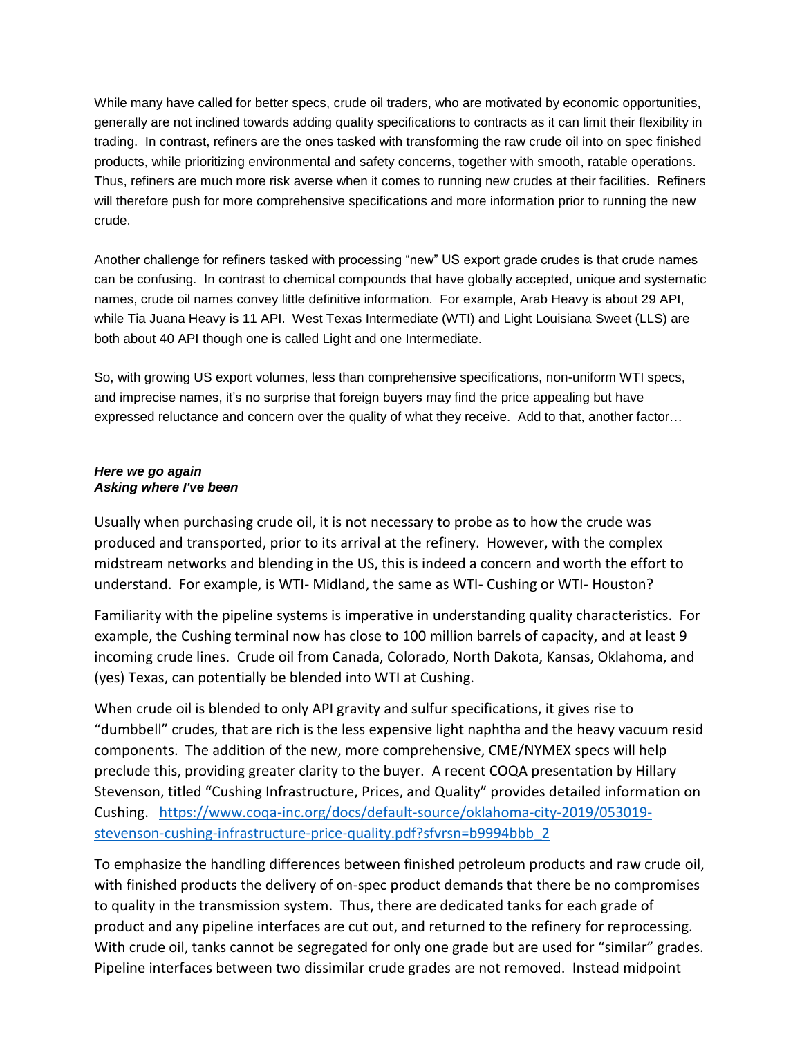While many have called for better specs, crude oil traders, who are motivated by economic opportunities, generally are not inclined towards adding quality specifications to contracts as it can limit their flexibility in trading. In contrast, refiners are the ones tasked with transforming the raw crude oil into on spec finished products, while prioritizing environmental and safety concerns, together with smooth, ratable operations. Thus, refiners are much more risk averse when it comes to running new crudes at their facilities. Refiners will therefore push for more comprehensive specifications and more information prior to running the new crude.

Another challenge for refiners tasked with processing "new" US export grade crudes is that crude names can be confusing. In contrast to chemical compounds that have globally accepted, unique and systematic names, crude oil names convey little definitive information. For example, Arab Heavy is about 29 API, while Tia Juana Heavy is 11 API. West Texas Intermediate (WTI) and Light Louisiana Sweet (LLS) are both about 40 API though one is called Light and one Intermediate.

So, with growing US export volumes, less than comprehensive specifications, non-uniform WTI specs, and imprecise names, it's no surprise that foreign buyers may find the price appealing but have expressed reluctance and concern over the quality of what they receive. Add to that, another factor…

***Here we go again***
***Asking where I've been***

Usually when purchasing crude oil, it is not necessary to probe as to how the crude was produced and transported, prior to its arrival at the refinery. However, with the complex midstream networks and blending in the US, this is indeed a concern and worth the effort to understand. For example, is WTI- Midland, the same as WTI- Cushing or WTI- Houston?

Familiarity with the pipeline systems is imperative in understanding quality characteristics. For example, the Cushing terminal now has close to 100 million barrels of capacity, and at least 9 incoming crude lines. Crude oil from Canada, Colorado, North Dakota, Kansas, Oklahoma, and (yes) Texas, can potentially be blended into WTI at Cushing.

When crude oil is blended to only API gravity and sulfur specifications, it gives rise to "dumbbell" crudes, that are rich is the less expensive light naphtha and the heavy vacuum resid components. The addition of the new, more comprehensive, CME/NYMEX specs will help preclude this, providing greater clarity to the buyer. A recent COQA presentation by Hillary Stevenson, titled "Cushing Infrastructure, Prices, and Quality" provides detailed information on Cushing. https://www.coqa-inc.org/docs/default-source/oklahoma-city-2019/053019-stevenson-cushing-infrastructure-price-quality.pdf?sfvrsn=b9994bbb_2

To emphasize the handling differences between finished petroleum products and raw crude oil, with finished products the delivery of on-spec product demands that there be no compromises to quality in the transmission system. Thus, there are dedicated tanks for each grade of product and any pipeline interfaces are cut out, and returned to the refinery for reprocessing. With crude oil, tanks cannot be segregated for only one grade but are used for "similar" grades. Pipeline interfaces between two dissimilar crude grades are not removed. Instead midpoint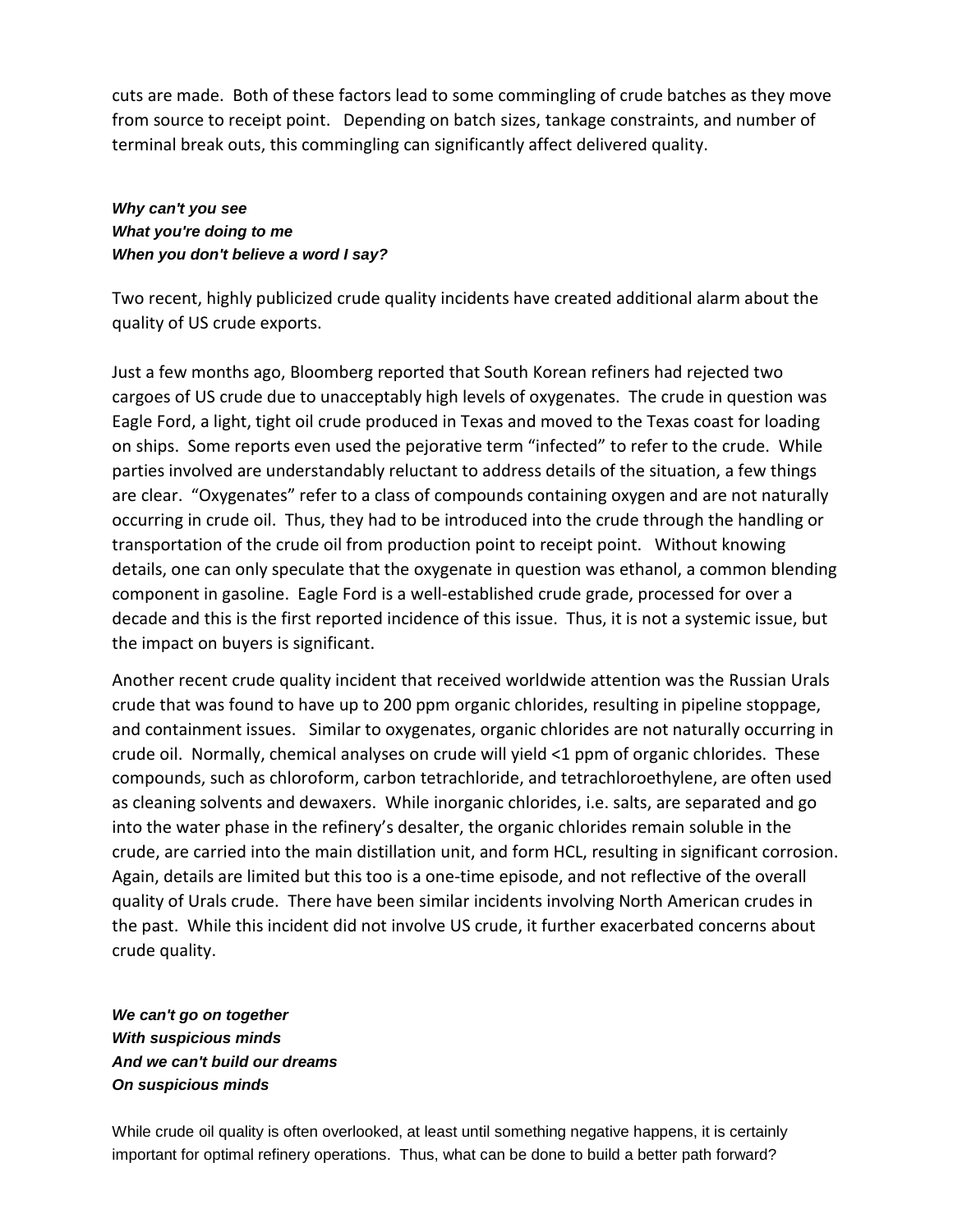cuts are made. Both of these factors lead to some commingling of crude batches as they move from source to receipt point. Depending on batch sizes, tankage constraints, and number of terminal break outs, this commingling can significantly affect delivered quality.

***Why can't you see***
***What you're doing to me***
***When you don't believe a word I say?***

Two recent, highly publicized crude quality incidents have created additional alarm about the quality of US crude exports.

Just a few months ago, Bloomberg reported that South Korean refiners had rejected two cargoes of US crude due to unacceptably high levels of oxygenates. The crude in question was Eagle Ford, a light, tight oil crude produced in Texas and moved to the Texas coast for loading on ships. Some reports even used the pejorative term "infected" to refer to the crude. While parties involved are understandably reluctant to address details of the situation, a few things are clear. "Oxygenates" refer to a class of compounds containing oxygen and are not naturally occurring in crude oil. Thus, they had to be introduced into the crude through the handling or transportation of the crude oil from production point to receipt point. Without knowing details, one can only speculate that the oxygenate in question was ethanol, a common blending component in gasoline. Eagle Ford is a well-established crude grade, processed for over a decade and this is the first reported incidence of this issue. Thus, it is not a systemic issue, but the impact on buyers is significant.

Another recent crude quality incident that received worldwide attention was the Russian Urals crude that was found to have up to 200 ppm organic chlorides, resulting in pipeline stoppage, and containment issues. Similar to oxygenates, organic chlorides are not naturally occurring in crude oil. Normally, chemical analyses on crude will yield <1 ppm of organic chlorides. These compounds, such as chloroform, carbon tetrachloride, and tetrachloroethylene, are often used as cleaning solvents and dewaxers. While inorganic chlorides, i.e. salts, are separated and go into the water phase in the refinery's desalter, the organic chlorides remain soluble in the crude, are carried into the main distillation unit, and form HCL, resulting in significant corrosion. Again, details are limited but this too is a one-time episode, and not reflective of the overall quality of Urals crude. There have been similar incidents involving North American crudes in the past. While this incident did not involve US crude, it further exacerbated concerns about crude quality.

***We can't go on together***
***With suspicious minds***
***And we can't build our dreams***
***On suspicious minds***

While crude oil quality is often overlooked, at least until something negative happens, it is certainly important for optimal refinery operations. Thus, what can be done to build a better path forward?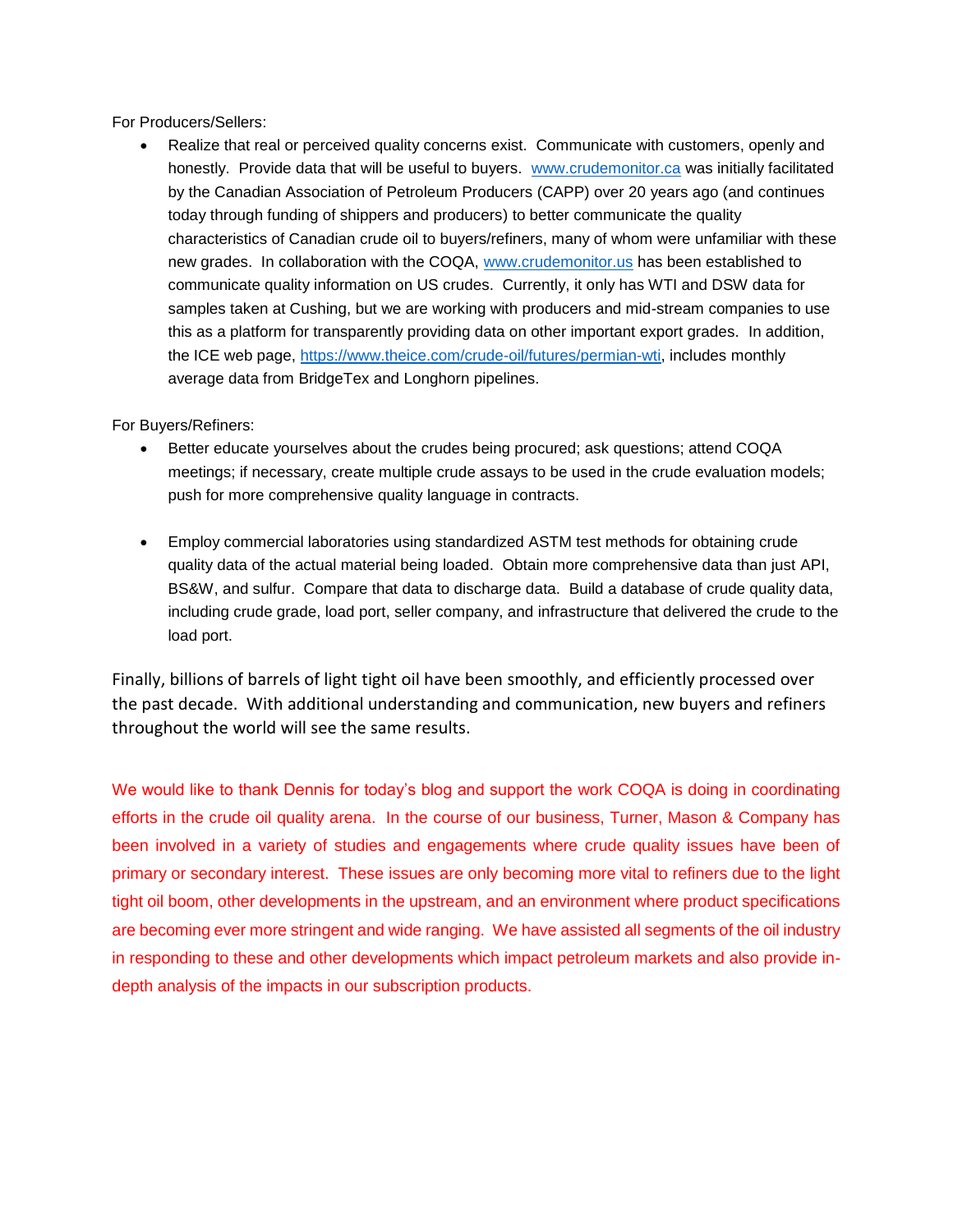For Producers/Sellers:

- Realize that real or perceived quality concerns exist. Communicate with customers, openly and honestly. Provide data that will be useful to buyers. [www.crudemonitor.ca](http://www.crudemonitor.ca) was initially facilitated by the Canadian Association of Petroleum Producers (CAPP) over 20 years ago (and continues today through funding of shippers and producers) to better communicate the quality characteristics of Canadian crude oil to buyers/refiners, many of whom were unfamiliar with these new grades. In collaboration with the COQA, [www.crudemonitor.us](http://www.crudemonitor.us) has been established to communicate quality information on US crudes. Currently, it only has WTI and DSW data for samples taken at Cushing, but we are working with producers and mid-stream companies to use this as a platform for transparently providing data on other important export grades. In addition, the ICE web page, [https://www.theice.com/crude-oil/futures/permian-wti](https://www.theice.com/crude-oil/futures/permian-wti), includes monthly average data from BridgeTex and Longhorn pipelines.

For Buyers/Refiners:

- Better educate yourselves about the crudes being procured; ask questions; attend COQA meetings; if necessary, create multiple crude assays to be used in the crude evaluation models; push for more comprehensive quality language in contracts.

- Employ commercial laboratories using standardized ASTM test methods for obtaining crude quality data of the actual material being loaded. Obtain more comprehensive data than just API, BS&W, and sulfur. Compare that data to discharge data. Build a database of crude quality data, including crude grade, load port, seller company, and infrastructure that delivered the crude to the load port.

Finally, billions of barrels of light tight oil have been smoothly, and efficiently processed over the past decade. With additional understanding and communication, new buyers and refiners throughout the world will see the same results.

We would like to thank Dennis for today's blog and support the work COQA is doing in coordinating efforts in the crude oil quality arena. In the course of our business, Turner, Mason & Company has been involved in a variety of studies and engagements where crude quality issues have been of primary or secondary interest. These issues are only becoming more vital to refiners due to the light tight oil boom, other developments in the upstream, and an environment where product specifications are becoming ever more stringent and wide ranging. We have assisted all segments of the oil industry in responding to these and other developments which impact petroleum markets and also provide in-depth analysis of the impacts in our subscription products.